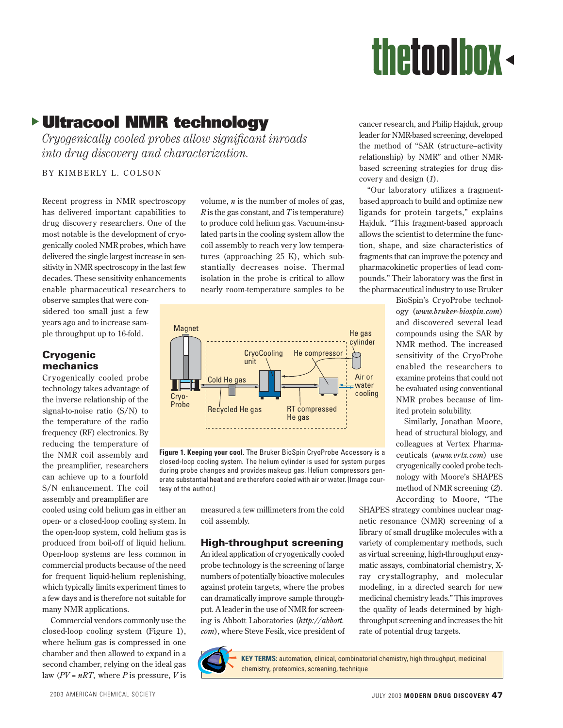# Ultracool NMR technology

*Cryogenically cooled probes allow significant inroads into drug discovery and characterization.*

BY KIMBERLY L. COLSON

Recent progress in NMR spectroscopy has delivered important capabilities to drug discovery researchers. One of the most notable is the development of cryogenically cooled NMR probes, which have delivered the single largest increase in sensitivity in NMR spectroscopy in the last few decades. These sensitivity enhancements enable pharmaceutical researchers to observe samples that were considered too small just a few years ago and to increase sample throughput up to 16-fold.

## Cryogenic mechanics

Cryogenically cooled probe technology takes advantage of the inverse relationship of the signal-to-noise ratio (S/N) to the temperature of the radio frequency (RF) electronics. By reducing the temperature of the NMR coil assembly and the preamplifier, researchers can achieve up to a fourfold S/N enhancement. The coil assembly and preamplifier are cooled using cold helium gas in either an open- or a closed-loop cooling system. In the open-loop system, cold helium gas is produced from boil-off of liquid helium. Open-loop systems are less common in commercial products because of the need for frequent liquid-helium replenishing, which typically limits experiment times to a few days and is therefore not suitable for many NMR applications.

Commercial vendors commonly use the closed-loop cooling system (Figure 1), where helium gas is compressed in one chamber and then allowed to expand in a second chamber, relying on the ideal gas law ($PV = nRT$, where $P$ is pressure, $V$ is volume, $n$ is the number of moles of gas, $R$ is the gas constant, and $T$ is temperature) to produce cold helium gas. Vacuum-insulated parts in the cooling system allow the coil assembly to reach very low temperatures (approaching 25 K), which substantially decreases noise. Thermal isolation in the probe is critical to allow nearly room-temperature samples to be measured a few millimeters from the cold coil assembly.

**Figure 1. Keeping your cool.** The Bruker BioSpin CryoProbe Accessory is a closed-loop cooling system. The helium cylinder is used for system purges during probe changes and provides makeup gas. Helium compressors generate substantial heat and are therefore cooled with air or water. (Image courtesy of the author.)

## High-throughput screening

An ideal application of cryogenically cooled probe technology is the screening of large numbers of potentially bioactive molecules against protein targets, where the probes can dramatically improve sample throughput. A leader in the use of NMR for screening is Abbott Laboratories (*http://abbott.com*), where Steve Fesik, vice president of cancer research, and Philip Hajduk, group leader for NMR-based screening, developed the method of "SAR (structure–activity relationship) by NMR" and other NMR-based screening strategies for drug discovery and design (*1*).

"Our laboratory utilizes a fragment-based approach to build and optimize new ligands for protein targets," explains Hajduk. "This fragment-based approach allows the scientist to determine the function, shape, and size characteristics of fragments that can improve the potency and pharmacokinetic properties of lead compounds." Their laboratory was the first in the pharmaceutical industry to use Bruker BioSpin's CryoProbe technology (*www.bruker-biospin.com*) and discovered several lead compounds using the SAR by NMR method. The increased sensitivity of the CryoProbe enabled the researchers to examine proteins that could not be evaluated using conventional NMR probes because of limited protein solubility.

Similarly, Jonathan Moore, head of structural biology, and colleagues at Vertex Pharmaceuticals (*www.vrtx.com*) use cryogenically cooled probe technology with Moore's SHAPES method of NMR screening (*2*). According to Moore, "The SHAPES strategy combines nuclear magnetic resonance (NMR) screening of a library of small druglike molecules with a variety of complementary methods, such as virtual screening, high-throughput enzymatic assays, combinatorial chemistry, X-ray crystallography, and molecular modeling, in a directed search for new medicinal chemistry leads." This improves the quality of leads determined by high-throughput screening and increases the hit rate of potential drug targets.

**KEY TERMS:** automation, clinical, combinatorial chemistry, high throughput, medicinal chemistry, proteomics, screening, technique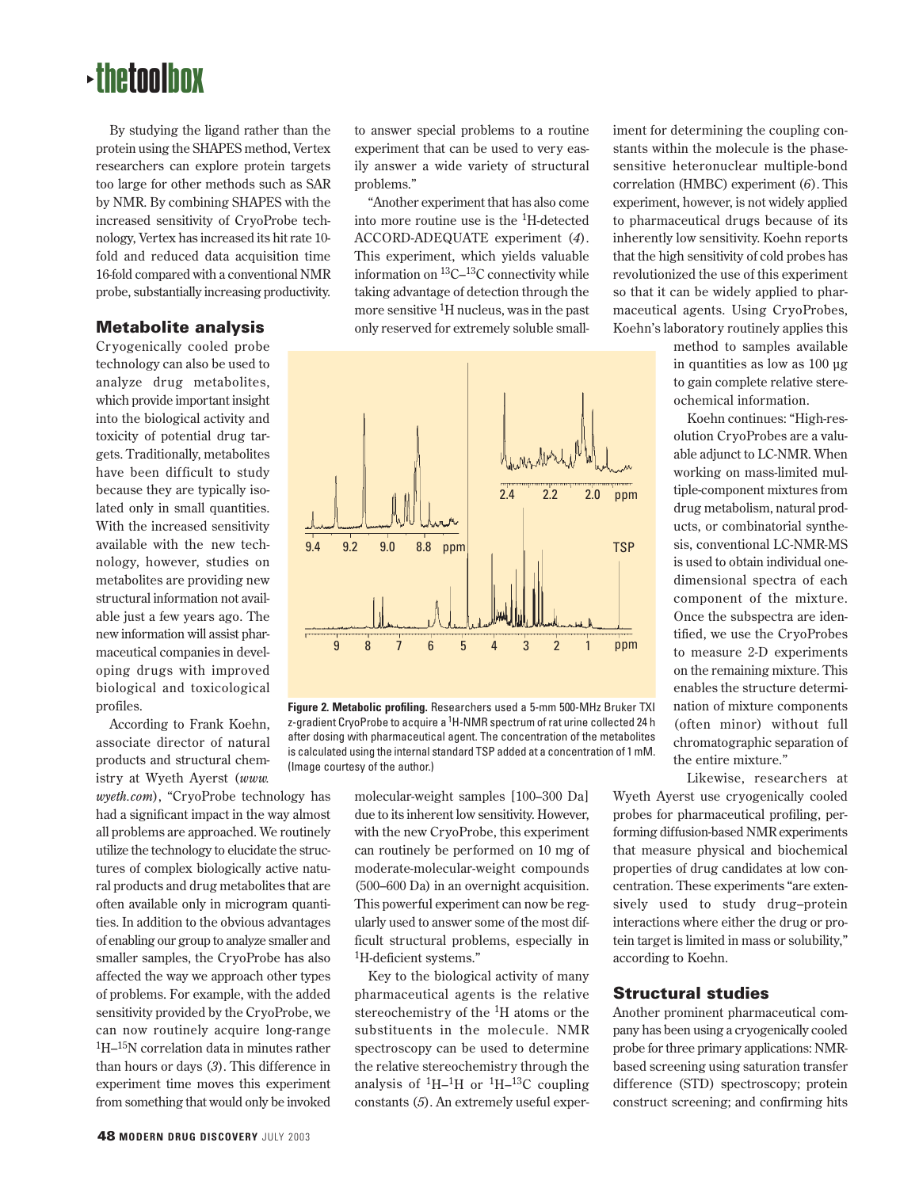By studying the ligand rather than the protein using the SHAPES method, Vertex researchers can explore protein targets too large for other methods such as SAR by NMR. By combining SHAPES with the increased sensitivity of CryoProbe technology, Vertex has increased its hit rate 10-fold and reduced data acquisition time 16-fold compared with a conventional NMR probe, substantially increasing productivity.

## Metabolite analysis

Cryogenically cooled probe technology can also be used to analyze drug metabolites, which provide important insight into the biological activity and toxicity of potential drug targets. Traditionally, metabolites have been difficult to study because they are typically isolated only in small quantities. With the increased sensitivity available with the new technology, however, studies on metabolites are providing new structural information not available just a few years ago. The new information will assist pharmaceutical companies in developing drugs with improved biological and toxicological profiles.

According to Frank Koehn, associate director of natural products and structural chemistry at Wyeth Ayerst (*www.wyeth.com*), "CryoProbe technology has had a significant impact in the way almost all problems are approached. We routinely utilize the technology to elucidate the structures of complex biologically active natural products and drug metabolites that are often available only in microgram quantities. In addition to the obvious advantages of enabling our group to analyze smaller and smaller samples, the CryoProbe has also affected the way we approach other types of problems. For example, with the added sensitivity provided by the CryoProbe, we can now routinely acquire long-range $^{1}H$–$^{15}N$ correlation data in minutes rather than hours or days (*3*). This difference in experiment time moves this experiment from something that would only be invoked to answer special problems to a routine experiment that can be used to very easily answer a wide variety of structural problems."

"Another experiment that has also come into more routine use is the $^{1}H$-detected ACCORD-ADEQUATE experiment (*4*). This experiment, which yields valuable information on $^{13}C$–$^{13}C$ connectivity while taking advantage of detection through the more sensitive $^{1}H$ nucleus, was in the past only reserved for extremely soluble small-molecular-weight samples [100–300 Da] due to its inherent low sensitivity. However, with the new CryoProbe, this experiment can routinely be performed on 10 mg of moderate-molecular-weight compounds (500–600 Da) in an overnight acquisition. This powerful experiment can now be regularly used to answer some of the most difficult structural problems, especially in $^{1}H$-deficient systems."

**Figure 2. Metabolic profiling.** Researchers used a 5-mm 500-MHz Bruker TXI z-gradient CryoProbe to acquire a $^{1}H$-NMR spectrum of rat urine collected 24 h after dosing with pharmaceutical agent. The concentration of the metabolites is calculated using the internal standard TSP added at a concentration of 1 mM. (Image courtesy of the author.)

Key to the biological activity of many pharmaceutical agents is the relative stereochemistry of the $^{1}H$ atoms or the substituents in the molecule. NMR spectroscopy can be used to determine the relative stereochemistry through the analysis of $^{1}H$–$^{1}H$ or $^{1}H$–$^{13}C$ coupling constants (*5*). An extremely useful experiment for determining the coupling constants within the molecule is the phase-sensitive heteronuclear multiple-bond correlation (HMBC) experiment (*6*). This experiment, however, is not widely applied to pharmaceutical drugs because of its inherently low sensitivity. Koehn reports that the high sensitivity of cold probes has revolutionized the use of this experiment so that it can be widely applied to pharmaceutical agents. Using CryoProbes, Koehn's laboratory routinely applies this method to samples available in quantities as low as 100 µg to gain complete relative stereochemical information.

Koehn continues: "High-resolution CryoProbes are a valuable adjunct to LC-NMR. When working on mass-limited multiple-component mixtures from drug metabolism, natural products, or combinatorial synthesis, conventional LC-NMR-MS is used to obtain individual one-dimensional spectra of each component of the mixture. Once the subspectra are identified, we use the CryoProbes to measure 2-D experiments on the remaining mixture. This enables the structure determination of mixture components (often minor) without full chromatographic separation of the entire mixture."

Likewise, researchers at Wyeth Ayerst use cryogenically cooled probes for pharmaceutical profiling, performing diffusion-based NMR experiments that measure physical and biochemical properties of drug candidates at low concentration. These experiments "are extensively used to study drug–protein interactions where either the drug or protein target is limited in mass or solubility," according to Koehn.

## Structural studies

Another prominent pharmaceutical company has been using a cryogenically cooled probe for three primary applications: NMR-based screening using saturation transfer difference (STD) spectroscopy; protein construct screening; and confirming hits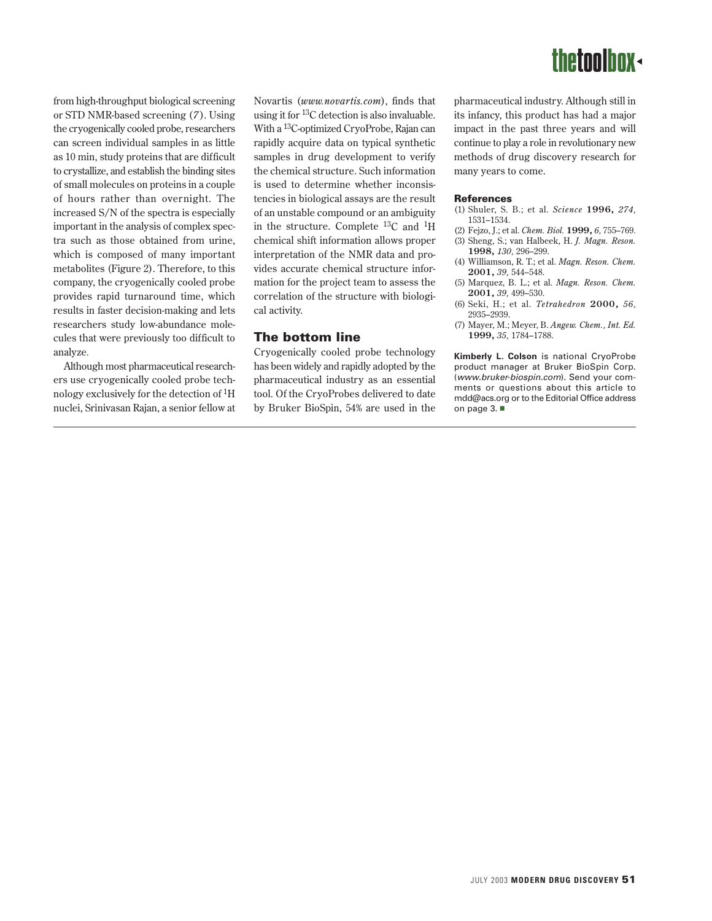from high-throughput biological screening or STD NMR-based screening (*7*). Using the cryogenically cooled probe, researchers can screen individual samples in as little as 10 min, study proteins that are difficult to crystallize, and establish the binding sites of small molecules on proteins in a couple of hours rather than overnight. The increased S/N of the spectra is especially important in the analysis of complex spectra such as those obtained from urine, which is composed of many important metabolites (Figure 2). Therefore, to this company, the cryogenically cooled probe provides rapid turnaround time, which results in faster decision-making and lets researchers study low-abundance molecules that were previously too difficult to analyze.

Although most pharmaceutical researchers use cryogenically cooled probe technology exclusively for the detection of $^{1}$H nuclei, Srinivasan Rajan, a senior fellow at Novartis (*www.novartis.com*), finds that using it for $^{13}$C detection is also invaluable. With a $^{13}$C-optimized CryoProbe, Rajan can rapidly acquire data on typical synthetic samples in drug development to verify the chemical structure. Such information is used to determine whether inconsistencies in biological assays are the result of an unstable compound or an ambiguity in the structure. Complete $^{13}$C and $^{1}$H chemical shift information allows proper interpretation of the NMR data and provides accurate chemical structure information for the project team to assess the correlation of the structure with biological activity.

## The bottom line

Cryogenically cooled probe technology has been widely and rapidly adopted by the pharmaceutical industry as an essential tool. Of the CryoProbes delivered to date by Bruker BioSpin, 54% are used in the pharmaceutical industry. Although still in its infancy, this product has had a major impact in the past three years and will continue to play a role in revolutionary new methods of drug discovery research for many years to come.

### References

(1) Shuler, S. B.; et al. *Science* **1996,** *274,* 1531–1534.
(2) Fejzo, J.; et al. *Chem. Biol.* **1999,** *6,* 755–769.
(3) Sheng, S.; van Halbeek, H. *J. Magn. Reson.* **1998,** *130,* 296–299.
(4) Williamson, R. T.; et al. *Magn. Reson. Chem.* **2001,** *39,* 544–548.
(5) Marquez, B. L.; et al. *Magn. Reson. Chem.* **2001,** *39,* 499–530.
(6) Seki, H.; et al. *Tetrahedron* **2000,** *56,* 2935–2939.
(7) Mayer, M.; Meyer, B. *Angew. Chem., Int. Ed.* **1999,** *35,* 1784–1788.

**Kimberly L. Colson** is national CryoProbe product manager at Bruker BioSpin Corp. (*www.bruker-biospin.com*). Send your comments or questions about this article to mdd@acs.org or to the Editorial Office address on page 3. ■